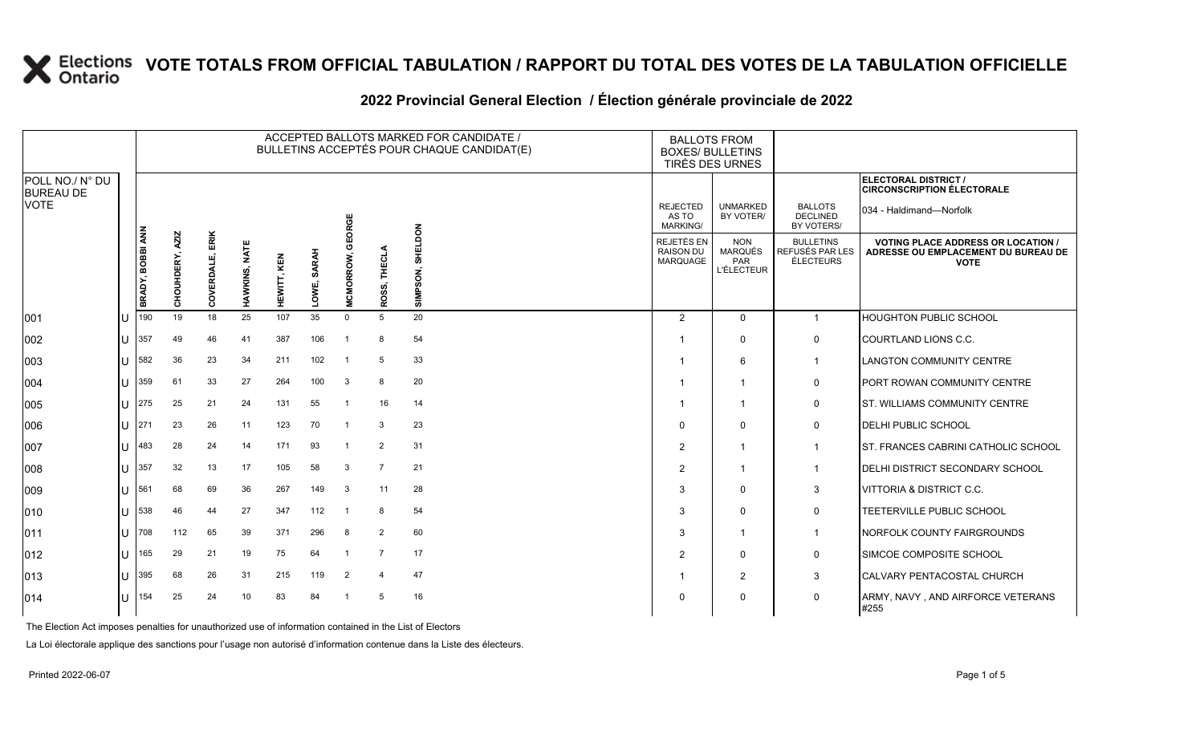# VOTE TOTALS FROM OFFICIAL TABULATION / RAPPORT DU TOTAL DES VOTES DE LA TABULATION OFFICIELLE

## 2022 Provincial General Election / Élection générale provinciale de 2022

| POLL NO./ N° DU BUREAU DE VOTE | | ACCEPTED BALLOTS MARKED FOR CANDIDATE / BULLETINS ACCEPTÉS POUR CHAQUE CANDIDAT(E) | | | | | | | | | BALLOTS FROM BOXES/ BULLETINS TIRÉS DES URNES | | | ELECTORAL DISTRICT / CIRCONSCRIPTION ÉLECTORALE 034 - Haldimand—Norfolk |
|---|---|---|---|---|---|---|---|---|---|---|---|---|---|---|
| | | BRADY, BOBBI ANN | CHOUHDERY, AZIZ | COVERDALE, ERIK | HAWKINS, NATE | HEWITT, KEN | LOWE, SARAH | MCMORROW, GEORGE | ROSS, THECLA | SIMPSON, SHELDON | REJECTED AS TO MARKING/ REJETÉS EN RAISON DU MARQUAGE | UNMARKED BY VOTER/ NON MARQUÉS PAR L'ÉLECTEUR | BALLOTS DECLINED BY VOTERS/ BULLETINS REFUSÉS PAR LES ÉLECTEURS | VOTING PLACE ADDRESS OR LOCATION / ADRESSE OU EMPLACEMENT DU BUREAU DE VOTE |
| 001 | U | 190 | 19 | 18 | 25 | 107 | 35 | 0 | 5 | 20 | 2 | 0 | 1 | HOUGHTON PUBLIC SCHOOL |
| 002 | U | 357 | 49 | 46 | 41 | 387 | 106 | 1 | 8 | 54 | 1 | 0 | 0 | COURTLAND LIONS C.C. |
| 003 | U | 582 | 36 | 23 | 34 | 211 | 102 | 1 | 5 | 33 | 1 | 6 | 1 | LANGTON COMMUNITY CENTRE |
| 004 | U | 359 | 61 | 33 | 27 | 264 | 100 | 3 | 8 | 20 | 1 | 1 | 0 | PORT ROWAN COMMUNITY CENTRE |
| 005 | U | 275 | 25 | 21 | 24 | 131 | 55 | 1 | 16 | 14 | 1 | 1 | 0 | ST. WILLIAMS COMMUNITY CENTRE |
| 006 | U | 271 | 23 | 26 | 11 | 123 | 70 | 1 | 3 | 23 | 0 | 0 | 0 | DELHI PUBLIC SCHOOL |
| 007 | U | 483 | 28 | 24 | 14 | 171 | 93 | 1 | 2 | 31 | 2 | 1 | 1 | ST. FRANCES CABRINI CATHOLIC SCHOOL |
| 008 | U | 357 | 32 | 13 | 17 | 105 | 58 | 3 | 7 | 21 | 2 | 1 | 1 | DELHI DISTRICT SECONDARY SCHOOL |
| 009 | U | 561 | 68 | 69 | 36 | 267 | 149 | 3 | 11 | 28 | 3 | 0 | 3 | VITTORIA & DISTRICT C.C. |
| 010 | U | 538 | 46 | 44 | 27 | 347 | 112 | 1 | 8 | 54 | 3 | 0 | 0 | TEETERVILLE PUBLIC SCHOOL |
| 011 | U | 708 | 112 | 65 | 39 | 371 | 296 | 8 | 2 | 60 | 3 | 1 | 1 | NORFOLK COUNTY FAIRGROUNDS |
| 012 | U | 165 | 29 | 21 | 19 | 75 | 64 | 1 | 7 | 17 | 2 | 0 | 0 | SIMCOE COMPOSITE SCHOOL |
| 013 | U | 395 | 68 | 26 | 31 | 215 | 119 | 2 | 4 | 47 | 1 | 2 | 3 | CALVARY PENTACOSTAL CHURCH |
| 014 | U | 154 | 25 | 24 | 10 | 83 | 84 | 1 | 5 | 16 | 0 | 0 | 0 | ARMY, NAVY , AND AIRFORCE VETERANS #255 |

The Election Act imposes penalties for unauthorized use of information contained in the List of Electors

La Loi électorale applique des sanctions pour l'usage non autorisé d'information contenue dans la Liste des électeurs.

Printed 2022-06-07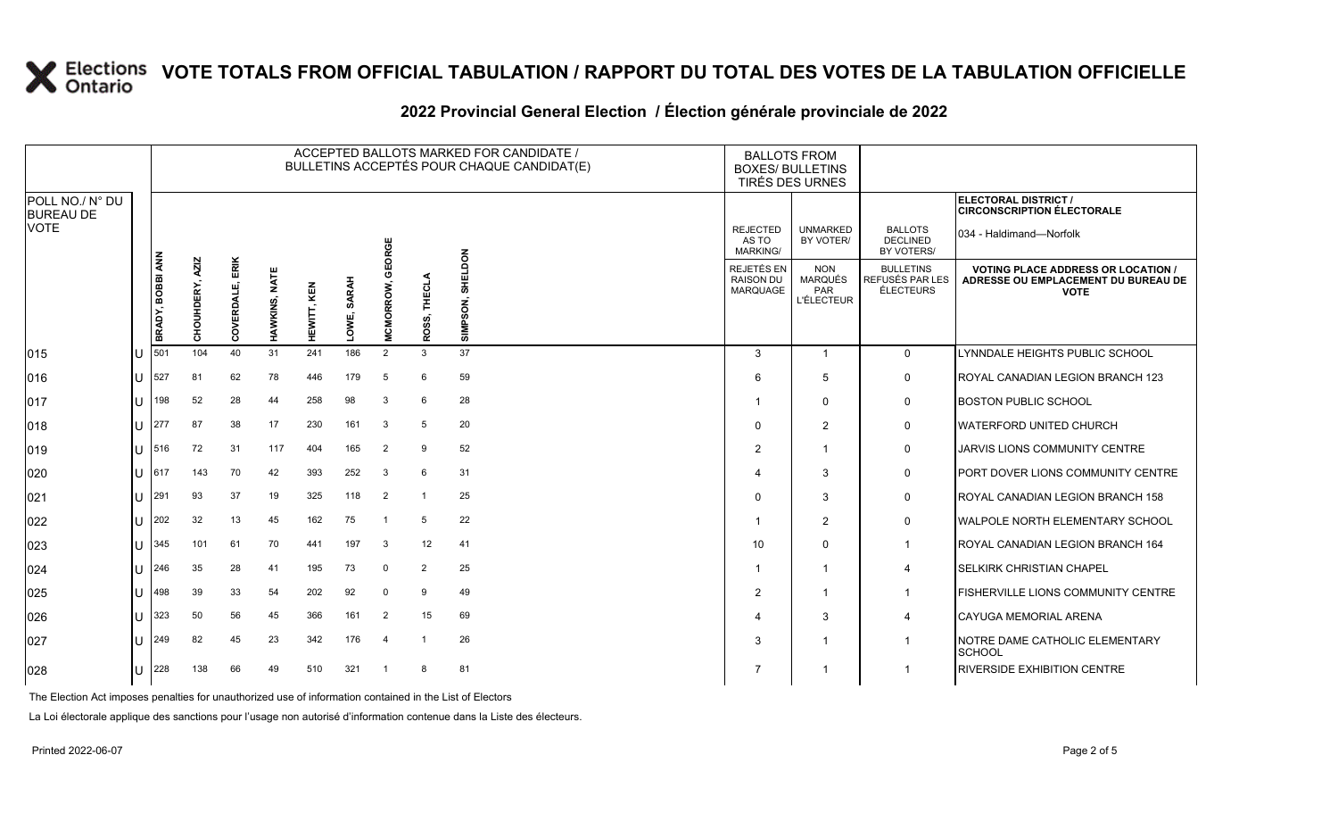# VOTE TOTALS FROM OFFICIAL TABULATION / RAPPORT DU TOTAL DES VOTES DE LA TABULATION OFFICIELLE

## 2022 Provincial General Election / Élection générale provinciale de 2022

ELECTORAL DISTRICT / CIRCONSCRIPTION ÉLECTORALE: 034 - Haldimand—Norfolk

| POLL NO./ N° DU BUREAU DE VOTE | | ACCEPTED BALLOTS MARKED FOR CANDIDATE / BULLETINS ACCEPTÉS POUR CHAQUE CANDIDAT(E) | | | | | | | | | BALLOTS FROM BOXES/ BULLETINS TIRÉS DES URNES | | | |
|---|---|---|---|---|---|---|---|---|---|---|---|---|---|---|
| | | BRADY, BOBBI ANN | CHOUHDERY, AZIZ | COVERDALE, ERIK | HAWKINS, NATE | HEWITT, KEN | LOWE, SARAH | MCMORROW, GEORGE | ROSS, THECLA | SIMPSON, SHELDON | REJECTED AS TO MARKING/ REJETÉS EN RAISON DU MARQUAGE | UNMARKED BY VOTER/ NON MARQUÉS PAR L'ÉLECTEUR | BALLOTS DECLINED BY VOTERS/ BULLETINS REFUSÉS PAR LES ÉLECTEURS | VOTING PLACE ADDRESS OR LOCATION / ADRESSE OU EMPLACEMENT DU BUREAU DE VOTE |
| 015 | U | 501 | 104 | 40 | 31 | 241 | 186 | 2 | 3 | 37 | 3 | 1 | 0 | LYNNDALE HEIGHTS PUBLIC SCHOOL |
| 016 | U | 527 | 81 | 62 | 78 | 446 | 179 | 5 | 6 | 59 | 6 | 5 | 0 | ROYAL CANADIAN LEGION BRANCH 123 |
| 017 | U | 198 | 52 | 28 | 44 | 258 | 98 | 3 | 6 | 28 | 1 | 0 | 0 | BOSTON PUBLIC SCHOOL |
| 018 | U | 277 | 87 | 38 | 17 | 230 | 161 | 3 | 5 | 20 | 0 | 2 | 0 | WATERFORD UNITED CHURCH |
| 019 | U | 516 | 72 | 31 | 117 | 404 | 165 | 2 | 9 | 52 | 2 | 1 | 0 | JARVIS LIONS COMMUNITY CENTRE |
| 020 | U | 617 | 143 | 70 | 42 | 393 | 252 | 3 | 6 | 31 | 4 | 3 | 0 | PORT DOVER LIONS COMMUNITY CENTRE |
| 021 | U | 291 | 93 | 37 | 19 | 325 | 118 | 2 | 1 | 25 | 0 | 3 | 0 | ROYAL CANADIAN LEGION BRANCH 158 |
| 022 | U | 202 | 32 | 13 | 45 | 162 | 75 | 1 | 5 | 22 | 1 | 2 | 0 | WALPOLE NORTH ELEMENTARY SCHOOL |
| 023 | U | 345 | 101 | 61 | 70 | 441 | 197 | 3 | 12 | 41 | 10 | 0 | 1 | ROYAL CANADIAN LEGION BRANCH 164 |
| 024 | U | 246 | 35 | 28 | 41 | 195 | 73 | 0 | 2 | 25 | 1 | 1 | 4 | SELKIRK CHRISTIAN CHAPEL |
| 025 | U | 498 | 39 | 33 | 54 | 202 | 92 | 0 | 9 | 49 | 2 | 1 | 1 | FISHERVILLE LIONS COMMUNITY CENTRE |
| 026 | U | 323 | 50 | 56 | 45 | 366 | 161 | 2 | 15 | 69 | 4 | 3 | 4 | CAYUGA MEMORIAL ARENA |
| 027 | U | 249 | 82 | 45 | 23 | 342 | 176 | 4 | 1 | 26 | 3 | 1 | 1 | NOTRE DAME CATHOLIC ELEMENTARY SCHOOL |
| 028 | U | 228 | 138 | 66 | 49 | 510 | 321 | 1 | 8 | 81 | 7 | 1 | 1 | RIVERSIDE EXHIBITION CENTRE |

The Election Act imposes penalties for unauthorized use of information contained in the List of Electors

La Loi électorale applique des sanctions pour l'usage non autorisé d'information contenue dans la Liste des électeurs.

Printed 2022-06-07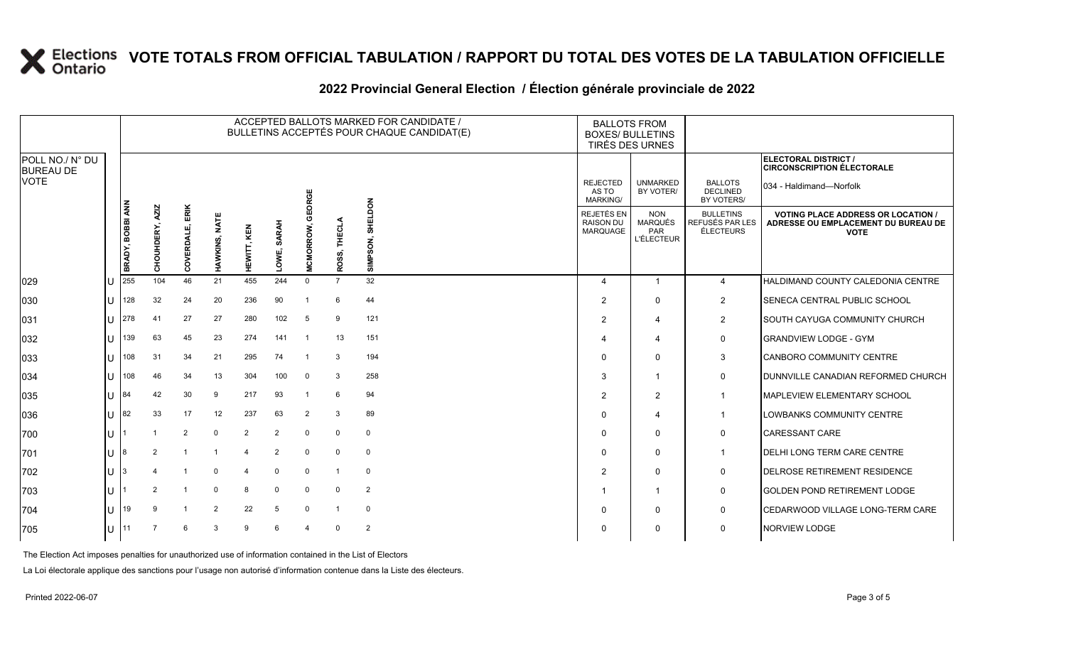# VOTE TOTALS FROM OFFICIAL TABULATION / RAPPORT DU TOTAL DES VOTES DE LA TABULATION OFFICIELLE

## 2022 Provincial General Election / Élection générale provinciale de 2022

**ELECTORAL DISTRICT / CIRCONSCRIPTION ÉLECTORALE**
034 - Haldimand—Norfolk

| POLL NO./ N° DU BUREAU DE VOTE | | BRADY, BOBBI ANN | CHOUHDERY, AZIZ | COVERDALE, ERIK | HAWKINS, NATE | HEWITT, KEN | LOWE, SARAH | MCMORROW, GEORGE | ROSS, THECLA | SIMPSON, SHELDON | REJECTED AS TO MARKING/ REJETÉS EN RAISON DU MARQUAGE | UNMARKED BY VOTER/ NON MARQUÉS PAR L'ÉLECTEUR | BALLOTS DECLINED BY VOTERS/ BULLETINS REFUSÉS PAR LES ÉLECTEURS | VOTING PLACE ADDRESS OR LOCATION / ADRESSE OU EMPLACEMENT DU BUREAU DE VOTE |
|---|---|---|---|---|---|---|---|---|---|---|---|---|---|---|
| 029 | U | 255 | 104 | 46 | 21 | 455 | 244 | 0 | 7 | 32 | 4 | 1 | 4 | HALDIMAND COUNTY CALEDONIA CENTRE |
| 030 | U | 128 | 32 | 24 | 20 | 236 | 90 | 1 | 6 | 44 | 2 | 0 | 2 | SENECA CENTRAL PUBLIC SCHOOL |
| 031 | U | 278 | 41 | 27 | 27 | 280 | 102 | 5 | 9 | 121 | 2 | 4 | 2 | SOUTH CAYUGA COMMUNITY CHURCH |
| 032 | U | 139 | 63 | 45 | 23 | 274 | 141 | 1 | 13 | 151 | 4 | 4 | 0 | GRANDVIEW LODGE - GYM |
| 033 | U | 108 | 31 | 34 | 21 | 295 | 74 | 1 | 3 | 194 | 0 | 0 | 3 | CANBORO COMMUNITY CENTRE |
| 034 | U | 108 | 46 | 34 | 13 | 304 | 100 | 0 | 3 | 258 | 3 | 1 | 0 | DUNNVILLE CANADIAN REFORMED CHURCH |
| 035 | U | 84 | 42 | 30 | 9 | 217 | 93 | 1 | 6 | 94 | 2 | 2 | 1 | MAPLEVIEW ELEMENTARY SCHOOL |
| 036 | U | 82 | 33 | 17 | 12 | 237 | 63 | 2 | 3 | 89 | 0 | 4 | 1 | LOWBANKS COMMUNITY CENTRE |
| 700 | U | 1 | 1 | 2 | 0 | 2 | 2 | 0 | 0 | 0 | 0 | 0 | 0 | CARESSANT CARE |
| 701 | U | 8 | 2 | 1 | 1 | 4 | 2 | 0 | 0 | 0 | 0 | 0 | 1 | DELHI LONG TERM CARE CENTRE |
| 702 | U | 3 | 4 | 1 | 0 | 4 | 0 | 0 | 1 | 0 | 2 | 0 | 0 | DELROSE RETIREMENT RESIDENCE |
| 703 | U | 1 | 2 | 1 | 0 | 8 | 0 | 0 | 0 | 2 | 1 | 1 | 0 | GOLDEN POND RETIREMENT LODGE |
| 704 | U | 19 | 9 | 1 | 2 | 22 | 5 | 0 | 1 | 0 | 0 | 0 | 0 | CEDARWOOD VILLAGE LONG-TERM CARE |
| 705 | U | 11 | 7 | 6 | 3 | 9 | 6 | 4 | 0 | 2 | 0 | 0 | 0 | NORVIEW LODGE |

The Election Act imposes penalties for unauthorized use of information contained in the List of Electors

La Loi électorale applique des sanctions pour l'usage non autorisé d'information contenue dans la Liste des électeurs.

Printed 2022-06-07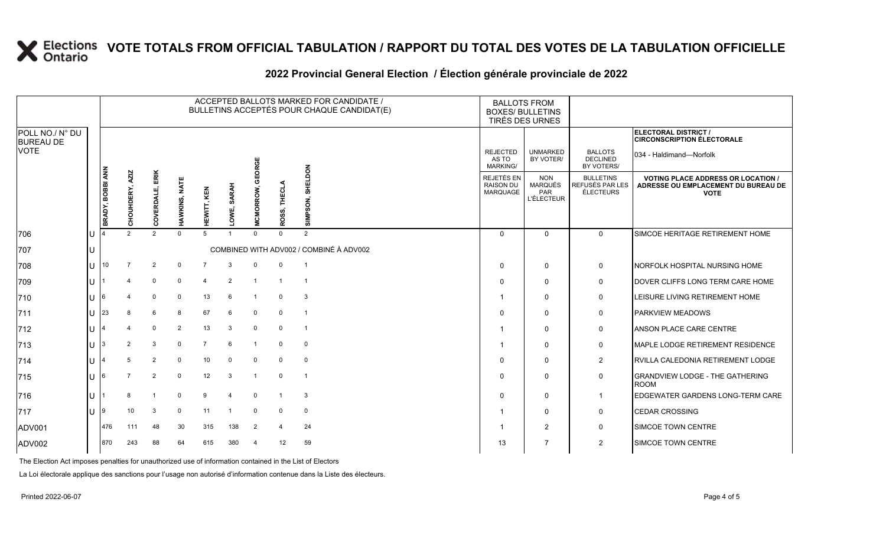# VOTE TOTALS FROM OFFICIAL TABULATION / RAPPORT DU TOTAL DES VOTES DE LA TABULATION OFFICIELLE

## 2022 Provincial General Election / Élection générale provinciale de 2022

**ELECTORAL DISTRICT / CIRCONSCRIPTION ÉLECTORALE:** 034 - Haldimand—Norfolk

| POLL NO./ N° DU BUREAU DE VOTE | | ACCEPTED BALLOTS MARKED FOR CANDIDATE / BULLETINS ACCEPTÉS POUR CHAQUE CANDIDAT(E) | | | | | | | | | BALLOTS FROM BOXES/ BULLETINS TIRÉS DES URNES | | | |
|---|---|---|---|---|---|---|---|---|---|---|---|---|---|---|
| | | BRADY, BOBBI ANN | CHOUHDERY, AZIZ | COVERDALE, ERIK | HAWKINS, NATE | HEWITT, KEN | LOWE, SARAH | MCMORROW, GEORGE | ROSS, THECLA | SIMPSON, SHELDON | REJECTED AS TO MARKING/ REJETÉS EN RAISON DU MARQUAGE | UNMARKED BY VOTER/ NON MARQUÉS PAR L'ÉLECTEUR | BALLOTS DECLINED BY VOTERS/ BULLETINS REFUSÉS PAR LES ÉLECTEURS | VOTING PLACE ADDRESS OR LOCATION / ADRESSE OU EMPLACEMENT DU BUREAU DE VOTE |
| 706 | U | 4 | 2 | 2 | 0 | 5 | 1 | 0 | 0 | 2 | 0 | 0 | 0 | SIMCOE HERITAGE RETIREMENT HOME |
| 707 | U | COMBINED WITH ADV002 / COMBINÉ À ADV002 | | | | | | | | | | | | |
| 708 | U | 10 | 7 | 2 | 0 | 7 | 3 | 0 | 0 | 1 | 0 | 0 | 0 | NORFOLK HOSPITAL NURSING HOME |
| 709 | U | 1 | 4 | 0 | 0 | 4 | 2 | 1 | 1 | 1 | 0 | 0 | 0 | DOVER CLIFFS LONG TERM CARE HOME |
| 710 | U | 6 | 4 | 0 | 0 | 13 | 6 | 1 | 0 | 3 | 1 | 0 | 0 | LEISURE LIVING RETIREMENT HOME |
| 711 | U | 23 | 8 | 6 | 8 | 67 | 6 | 0 | 0 | 1 | 0 | 0 | 0 | PARKVIEW MEADOWS |
| 712 | U | 4 | 4 | 0 | 2 | 13 | 3 | 0 | 0 | 1 | 1 | 0 | 0 | ANSON PLACE CARE CENTRE |
| 713 | U | 3 | 2 | 3 | 0 | 7 | 6 | 1 | 0 | 0 | 1 | 0 | 0 | MAPLE LODGE RETIREMENT RESIDENCE |
| 714 | U | 4 | 5 | 2 | 0 | 10 | 0 | 0 | 0 | 0 | 0 | 0 | 2 | RVILLA CALEDONIA RETIREMENT LODGE |
| 715 | U | 6 | 7 | 2 | 0 | 12 | 3 | 1 | 0 | 1 | 0 | 0 | 0 | GRANDVIEW LODGE - THE GATHERING ROOM |
| 716 | U | 1 | 8 | 1 | 0 | 9 | 4 | 0 | 1 | 3 | 0 | 0 | 1 | EDGEWATER GARDENS LONG-TERM CARE |
| 717 | U | 9 | 10 | 3 | 0 | 11 | 1 | 0 | 0 | 0 | 1 | 0 | 0 | CEDAR CROSSING |
| ADV001 | | 476 | 111 | 48 | 30 | 315 | 138 | 2 | 4 | 24 | 1 | 2 | 0 | SIMCOE TOWN CENTRE |
| ADV002 | | 870 | 243 | 88 | 64 | 615 | 380 | 4 | 12 | 59 | 13 | 7 | 2 | SIMCOE TOWN CENTRE |

The Election Act imposes penalties for unauthorized use of information contained in the List of Electors

La Loi électorale applique des sanctions pour l'usage non autorisé d'information contenue dans la Liste des électeurs.

Printed 2022-06-07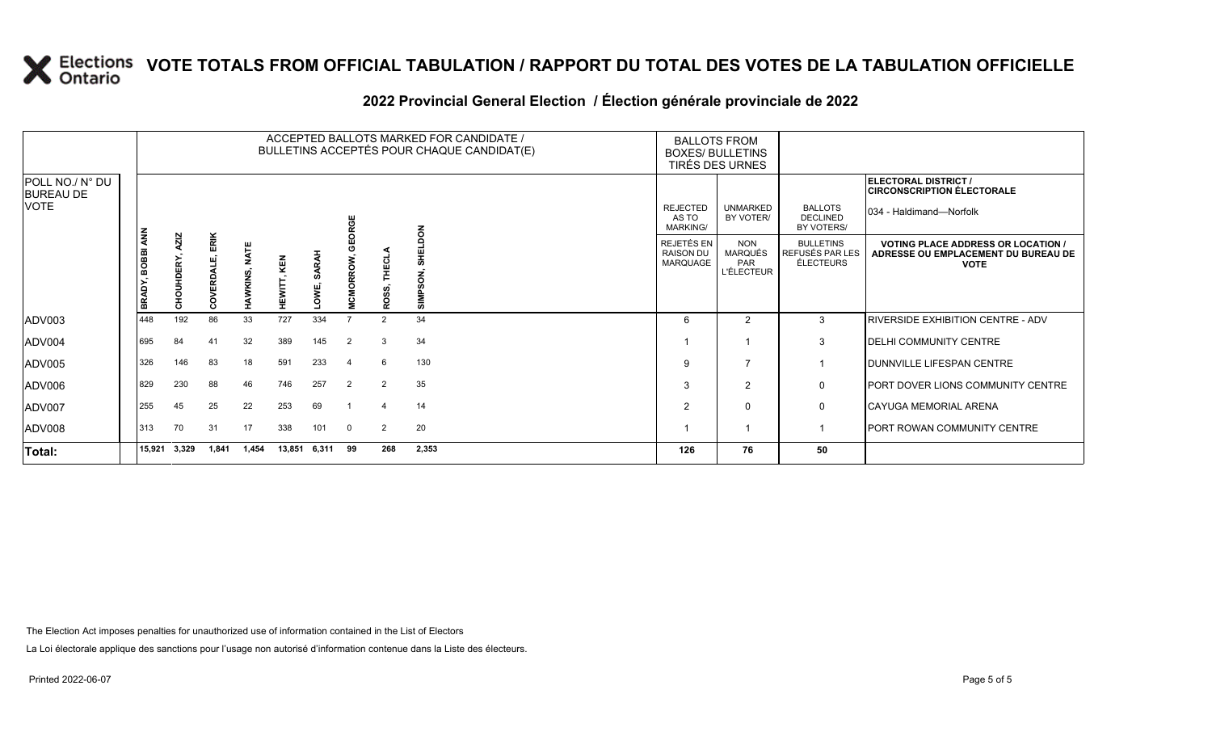# VOTE TOTALS FROM OFFICIAL TABULATION / RAPPORT DU TOTAL DES VOTES DE LA TABULATION OFFICIELLE

## 2022 Provincial General Election / Élection générale provinciale de 2022

| POLL NO./ N° DU BUREAU DE VOTE | ACCEPTED BALLOTS MARKED FOR CANDIDATE / BULLETINS ACCEPTÉS POUR CHAQUE CANDIDAT(E) | | | | | | | | | BALLOTS FROM BOXES/ BULLETINS TIRÉS DES URNES | | | ELECTORAL DISTRICT / CIRCONSCRIPTION ÉLECTORALE 034 - Haldimand—Norfolk |
|---|---|---|---|---|---|---|---|---|---|---|---|---|---|
| | BRADY, BOBBI ANN | CHOUHDERY, AZIZ | COVERDALE, ERIK | HAWKINS, NATE | HEWITT, KEN | LOWE, SARAH | MCMORROW, GEORGE | ROSS, THECLA | SIMPSON, SHELDON | REJECTED AS TO MARKING/ REJETÉS EN RAISON DU MARQUAGE | UNMARKED BY VOTER/ NON MARQUÉS PAR L'ÉLECTEUR | BALLOTS DECLINED BY VOTERS/ BULLETINS REFUSÉS PAR LES ÉLECTEURS | VOTING PLACE ADDRESS OR LOCATION / ADRESSE OU EMPLACEMENT DU BUREAU DE VOTE |
| ADV003 | 448 | 192 | 86 | 33 | 727 | 334 | 7 | 2 | 34 | 6 | 2 | 3 | RIVERSIDE EXHIBITION CENTRE - ADV |
| ADV004 | 695 | 84 | 41 | 32 | 389 | 145 | 2 | 3 | 34 | 1 | 1 | 3 | DELHI COMMUNITY CENTRE |
| ADV005 | 326 | 146 | 83 | 18 | 591 | 233 | 4 | 6 | 130 | 9 | 7 | 1 | DUNNVILLE LIFESPAN CENTRE |
| ADV006 | 829 | 230 | 88 | 46 | 746 | 257 | 2 | 2 | 35 | 3 | 2 | 0 | PORT DOVER LIONS COMMUNITY CENTRE |
| ADV007 | 255 | 45 | 25 | 22 | 253 | 69 | 1 | 4 | 14 | 2 | 0 | 0 | CAYUGA MEMORIAL ARENA |
| ADV008 | 313 | 70 | 31 | 17 | 338 | 101 | 0 | 2 | 20 | 1 | 1 | 1 | PORT ROWAN COMMUNITY CENTRE |
| **Total:** | **15,921** | **3,329** | **1,841** | **1,454** | **13,851** | **6,311** | **99** | **268** | **2,353** | **126** | **76** | **50** | |

The Election Act imposes penalties for unauthorized use of information contained in the List of Electors

La Loi électorale applique des sanctions pour l'usage non autorisé d'information contenue dans la Liste des électeurs.

Printed 2022-06-07